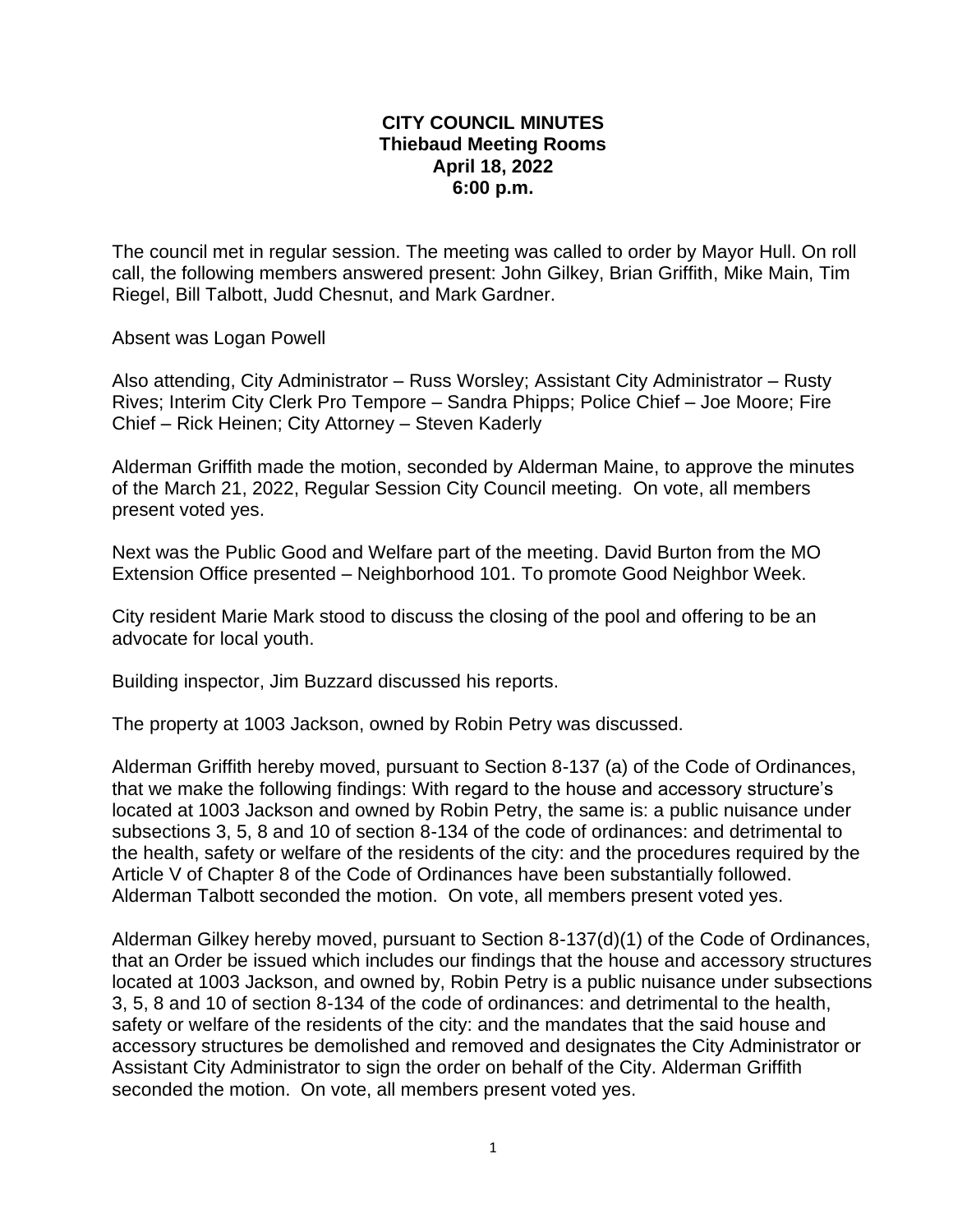**CITY COUNCIL MINUTES**
**Thiebaud Meeting Rooms**
**April 18, 2022**
**6:00 p.m.**

The council met in regular session. The meeting was called to order by Mayor Hull. On roll call, the following members answered present: John Gilkey, Brian Griffith, Mike Main, Tim Riegel, Bill Talbott, Judd Chesnut, and Mark Gardner.

Absent was Logan Powell

Also attending, City Administrator – Russ Worsley; Assistant City Administrator – Rusty Rives; Interim City Clerk Pro Tempore – Sandra Phipps; Police Chief – Joe Moore; Fire Chief – Rick Heinen; City Attorney – Steven Kaderly

Alderman Griffith made the motion, seconded by Alderman Maine, to approve the minutes of the March 21, 2022, Regular Session City Council meeting. On vote, all members present voted yes.

Next was the Public Good and Welfare part of the meeting. David Burton from the MO Extension Office presented – Neighborhood 101. To promote Good Neighbor Week.

City resident Marie Mark stood to discuss the closing of the pool and offering to be an advocate for local youth.

Building inspector, Jim Buzzard discussed his reports.

The property at 1003 Jackson, owned by Robin Petry was discussed.

Alderman Griffith hereby moved, pursuant to Section 8-137 (a) of the Code of Ordinances, that we make the following findings: With regard to the house and accessory structure's located at 1003 Jackson and owned by Robin Petry, the same is: a public nuisance under subsections 3, 5, 8 and 10 of section 8-134 of the code of ordinances: and detrimental to the health, safety or welfare of the residents of the city: and the procedures required by the Article V of Chapter 8 of the Code of Ordinances have been substantially followed. Alderman Talbott seconded the motion. On vote, all members present voted yes.

Alderman Gilkey hereby moved, pursuant to Section 8-137(d)(1) of the Code of Ordinances, that an Order be issued which includes our findings that the house and accessory structures located at 1003 Jackson, and owned by, Robin Petry is a public nuisance under subsections 3, 5, 8 and 10 of section 8-134 of the code of ordinances: and detrimental to the health, safety or welfare of the residents of the city: and the mandates that the said house and accessory structures be demolished and removed and designates the City Administrator or Assistant City Administrator to sign the order on behalf of the City. Alderman Griffith seconded the motion. On vote, all members present voted yes.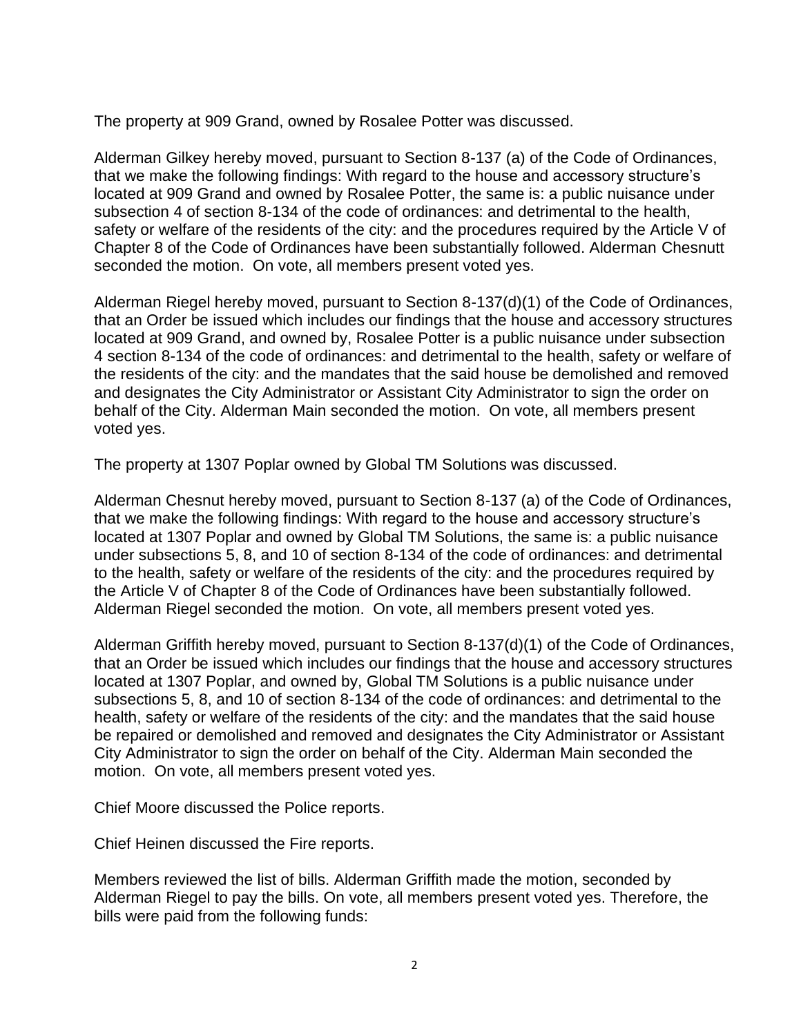The property at 909 Grand, owned by Rosalee Potter was discussed.

Alderman Gilkey hereby moved, pursuant to Section 8-137 (a) of the Code of Ordinances, that we make the following findings: With regard to the house and accessory structure's located at 909 Grand and owned by Rosalee Potter, the same is: a public nuisance under subsection 4 of section 8-134 of the code of ordinances: and detrimental to the health, safety or welfare of the residents of the city: and the procedures required by the Article V of Chapter 8 of the Code of Ordinances have been substantially followed. Alderman Chesnutt seconded the motion. On vote, all members present voted yes.

Alderman Riegel hereby moved, pursuant to Section 8-137(d)(1) of the Code of Ordinances, that an Order be issued which includes our findings that the house and accessory structures located at 909 Grand, and owned by, Rosalee Potter is a public nuisance under subsection 4 section 8-134 of the code of ordinances: and detrimental to the health, safety or welfare of the residents of the city: and the mandates that the said house be demolished and removed and designates the City Administrator or Assistant City Administrator to sign the order on behalf of the City. Alderman Main seconded the motion. On vote, all members present voted yes.

The property at 1307 Poplar owned by Global TM Solutions was discussed.

Alderman Chesnut hereby moved, pursuant to Section 8-137 (a) of the Code of Ordinances, that we make the following findings: With regard to the house and accessory structure's located at 1307 Poplar and owned by Global TM Solutions, the same is: a public nuisance under subsections 5, 8, and 10 of section 8-134 of the code of ordinances: and detrimental to the health, safety or welfare of the residents of the city: and the procedures required by the Article V of Chapter 8 of the Code of Ordinances have been substantially followed. Alderman Riegel seconded the motion. On vote, all members present voted yes.

Alderman Griffith hereby moved, pursuant to Section 8-137(d)(1) of the Code of Ordinances, that an Order be issued which includes our findings that the house and accessory structures located at 1307 Poplar, and owned by, Global TM Solutions is a public nuisance under subsections 5, 8, and 10 of section 8-134 of the code of ordinances: and detrimental to the health, safety or welfare of the residents of the city: and the mandates that the said house be repaired or demolished and removed and designates the City Administrator or Assistant City Administrator to sign the order on behalf of the City. Alderman Main seconded the motion. On vote, all members present voted yes.

Chief Moore discussed the Police reports.

Chief Heinen discussed the Fire reports.

Members reviewed the list of bills. Alderman Griffith made the motion, seconded by Alderman Riegel to pay the bills. On vote, all members present voted yes. Therefore, the bills were paid from the following funds: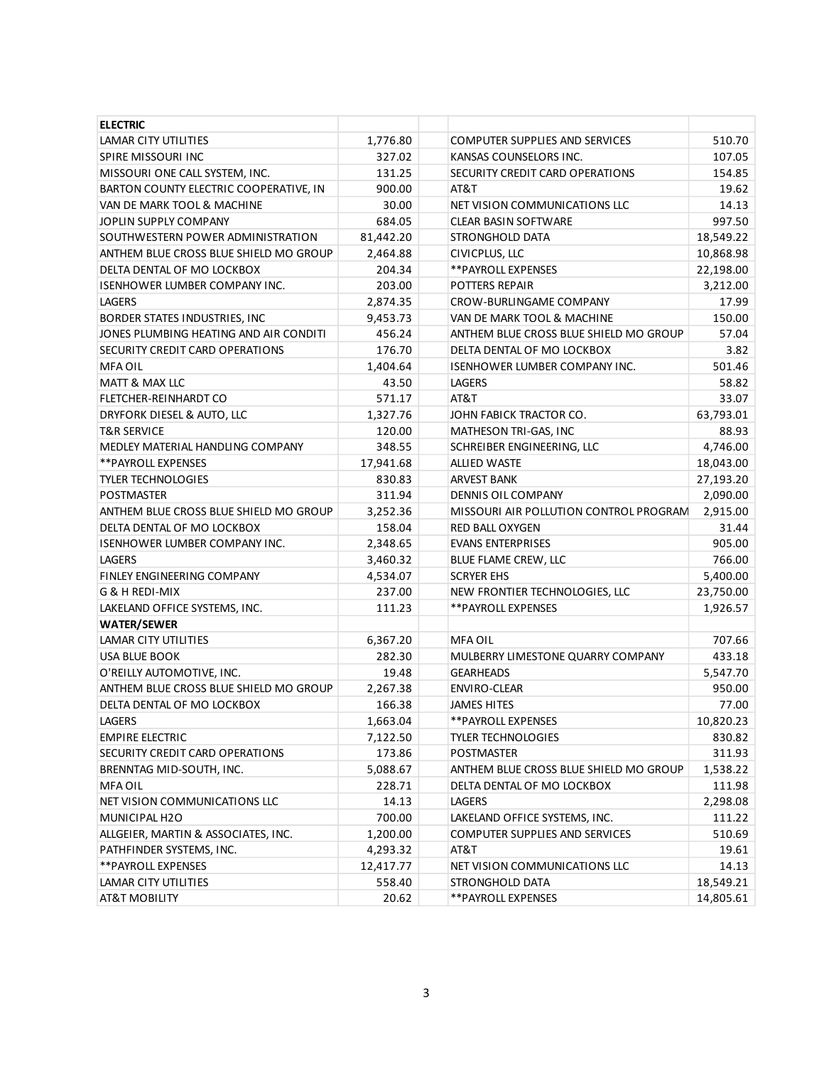| ELECTRIC | | | | |
|---|---|---|---|---|
| LAMAR CITY UTILITIES | 1,776.80 | | COMPUTER SUPPLIES AND SERVICES | 510.70 |
| SPIRE MISSOURI INC | 327.02 | | KANSAS COUNSELORS INC. | 107.05 |
| MISSOURI ONE CALL SYSTEM, INC. | 131.25 | | SECURITY CREDIT CARD OPERATIONS | 154.85 |
| BARTON COUNTY ELECTRIC COOPERATIVE, IN | 900.00 | | AT&T | 19.62 |
| VAN DE MARK TOOL & MACHINE | 30.00 | | NET VISION COMMUNICATIONS LLC | 14.13 |
| JOPLIN SUPPLY COMPANY | 684.05 | | CLEAR BASIN SOFTWARE | 997.50 |
| SOUTHWESTERN POWER ADMINISTRATION | 81,442.20 | | STRONGHOLD DATA | 18,549.22 |
| ANTHEM BLUE CROSS BLUE SHIELD MO GROUP | 2,464.88 | | CIVICPLUS, LLC | 10,868.98 |
| DELTA DENTAL OF MO LOCKBOX | 204.34 | | **PAYROLL EXPENSES | 22,198.00 |
| ISENHOWER LUMBER COMPANY INC. | 203.00 | | POTTERS REPAIR | 3,212.00 |
| LAGERS | 2,874.35 | | CROW-BURLINGAME COMPANY | 17.99 |
| BORDER STATES INDUSTRIES, INC | 9,453.73 | | VAN DE MARK TOOL & MACHINE | 150.00 |
| JONES PLUMBING HEATING AND AIR CONDITI | 456.24 | | ANTHEM BLUE CROSS BLUE SHIELD MO GROUP | 57.04 |
| SECURITY CREDIT CARD OPERATIONS | 176.70 | | DELTA DENTAL OF MO LOCKBOX | 3.82 |
| MFA OIL | 1,404.64 | | ISENHOWER LUMBER COMPANY INC. | 501.46 |
| MATT & MAX LLC | 43.50 | | LAGERS | 58.82 |
| FLETCHER-REINHARDT CO | 571.17 | | AT&T | 33.07 |
| DRYFORK DIESEL & AUTO, LLC | 1,327.76 | | JOHN FABICK TRACTOR CO. | 63,793.01 |
| T&R SERVICE | 120.00 | | MATHESON TRI-GAS, INC | 88.93 |
| MEDLEY MATERIAL HANDLING COMPANY | 348.55 | | SCHREIBER ENGINEERING, LLC | 4,746.00 |
| **PAYROLL EXPENSES | 17,941.68 | | ALLIED WASTE | 18,043.00 |
| TYLER TECHNOLOGIES | 830.83 | | ARVEST BANK | 27,193.20 |
| POSTMASTER | 311.94 | | DENNIS OIL COMPANY | 2,090.00 |
| ANTHEM BLUE CROSS BLUE SHIELD MO GROUP | 3,252.36 | | MISSOURI AIR POLLUTION CONTROL PROGRAM | 2,915.00 |
| DELTA DENTAL OF MO LOCKBOX | 158.04 | | RED BALL OXYGEN | 31.44 |
| ISENHOWER LUMBER COMPANY INC. | 2,348.65 | | EVANS ENTERPRISES | 905.00 |
| LAGERS | 3,460.32 | | BLUE FLAME CREW, LLC | 766.00 |
| FINLEY ENGINEERING COMPANY | 4,534.07 | | SCRYER EHS | 5,400.00 |
| G & H REDI-MIX | 237.00 | | NEW FRONTIER TECHNOLOGIES, LLC | 23,750.00 |
| LAKELAND OFFICE SYSTEMS, INC. | 111.23 | | **PAYROLL EXPENSES | 1,926.57 |
| **WATER/SEWER** | | | | |
| LAMAR CITY UTILITIES | 6,367.20 | | MFA OIL | 707.66 |
| USA BLUE BOOK | 282.30 | | MULBERRY LIMESTONE QUARRY COMPANY | 433.18 |
| O'REILLY AUTOMOTIVE, INC. | 19.48 | | GEARHEADS | 5,547.70 |
| ANTHEM BLUE CROSS BLUE SHIELD MO GROUP | 2,267.38 | | ENVIRO-CLEAR | 950.00 |
| DELTA DENTAL OF MO LOCKBOX | 166.38 | | JAMES HITES | 77.00 |
| LAGERS | 1,663.04 | | **PAYROLL EXPENSES | 10,820.23 |
| EMPIRE ELECTRIC | 7,122.50 | | TYLER TECHNOLOGIES | 830.82 |
| SECURITY CREDIT CARD OPERATIONS | 173.86 | | POSTMASTER | 311.93 |
| BRENNTAG MID-SOUTH, INC. | 5,088.67 | | ANTHEM BLUE CROSS BLUE SHIELD MO GROUP | 1,538.22 |
| MFA OIL | 228.71 | | DELTA DENTAL OF MO LOCKBOX | 111.98 |
| NET VISION COMMUNICATIONS LLC | 14.13 | | LAGERS | 2,298.08 |
| MUNICIPAL H2O | 700.00 | | LAKELAND OFFICE SYSTEMS, INC. | 111.22 |
| ALLGEIER, MARTIN & ASSOCIATES, INC. | 1,200.00 | | COMPUTER SUPPLIES AND SERVICES | 510.69 |
| PATHFINDER SYSTEMS, INC. | 4,293.32 | | AT&T | 19.61 |
| **PAYROLL EXPENSES | 12,417.77 | | NET VISION COMMUNICATIONS LLC | 14.13 |
| LAMAR CITY UTILITIES | 558.40 | | STRONGHOLD DATA | 18,549.21 |
| AT&T MOBILITY | 20.62 | | **PAYROLL EXPENSES | 14,805.61 |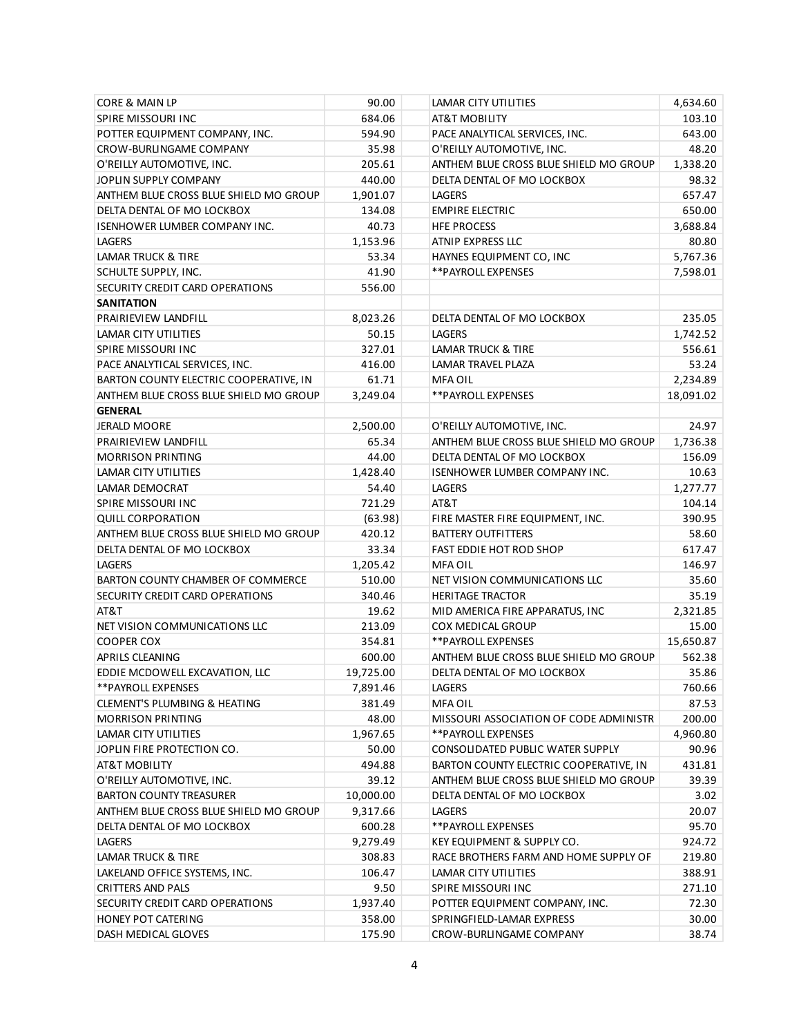| | | | |
|---|---|---|---|
| CORE & MAIN LP | 90.00 | LAMAR CITY UTILITIES | 4,634.60 |
| SPIRE MISSOURI INC | 684.06 | AT&T MOBILITY | 103.10 |
| POTTER EQUIPMENT COMPANY, INC. | 594.90 | PACE ANALYTICAL SERVICES, INC. | 643.00 |
| CROW-BURLINGAME COMPANY | 35.98 | O'REILLY AUTOMOTIVE, INC. | 48.20 |
| O'REILLY AUTOMOTIVE, INC. | 205.61 | ANTHEM BLUE CROSS BLUE SHIELD MO GROUP | 1,338.20 |
| JOPLIN SUPPLY COMPANY | 440.00 | DELTA DENTAL OF MO LOCKBOX | 98.32 |
| ANTHEM BLUE CROSS BLUE SHIELD MO GROUP | 1,901.07 | LAGERS | 657.47 |
| DELTA DENTAL OF MO LOCKBOX | 134.08 | EMPIRE ELECTRIC | 650.00 |
| ISENHOWER LUMBER COMPANY INC. | 40.73 | HFE PROCESS | 3,688.84 |
| LAGERS | 1,153.96 | ATNIP EXPRESS LLC | 80.80 |
| LAMAR TRUCK & TIRE | 53.34 | HAYNES EQUIPMENT CO, INC | 5,767.36 |
| SCHULTE SUPPLY, INC. | 41.90 | **PAYROLL EXPENSES | 7,598.01 |
| SECURITY CREDIT CARD OPERATIONS | 556.00 | | |
| **SANITATION** | | | |
| PRAIRIEVIEW LANDFILL | 8,023.26 | DELTA DENTAL OF MO LOCKBOX | 235.05 |
| LAMAR CITY UTILITIES | 50.15 | LAGERS | 1,742.52 |
| SPIRE MISSOURI INC | 327.01 | LAMAR TRUCK & TIRE | 556.61 |
| PACE ANALYTICAL SERVICES, INC. | 416.00 | LAMAR TRAVEL PLAZA | 53.24 |
| BARTON COUNTY ELECTRIC COOPERATIVE, IN | 61.71 | MFA OIL | 2,234.89 |
| ANTHEM BLUE CROSS BLUE SHIELD MO GROUP | 3,249.04 | **PAYROLL EXPENSES | 18,091.02 |
| **GENERAL** | | | |
| JERALD MOORE | 2,500.00 | O'REILLY AUTOMOTIVE, INC. | 24.97 |
| PRAIRIEVIEW LANDFILL | 65.34 | ANTHEM BLUE CROSS BLUE SHIELD MO GROUP | 1,736.38 |
| MORRISON PRINTING | 44.00 | DELTA DENTAL OF MO LOCKBOX | 156.09 |
| LAMAR CITY UTILITIES | 1,428.40 | ISENHOWER LUMBER COMPANY INC. | 10.63 |
| LAMAR DEMOCRAT | 54.40 | LAGERS | 1,277.77 |
| SPIRE MISSOURI INC | 721.29 | AT&T | 104.14 |
| QUILL CORPORATION | (63.98) | FIRE MASTER FIRE EQUIPMENT, INC. | 390.95 |
| ANTHEM BLUE CROSS BLUE SHIELD MO GROUP | 420.12 | BATTERY OUTFITTERS | 58.60 |
| DELTA DENTAL OF MO LOCKBOX | 33.34 | FAST EDDIE HOT ROD SHOP | 617.47 |
| LAGERS | 1,205.42 | MFA OIL | 146.97 |
| BARTON COUNTY CHAMBER OF COMMERCE | 510.00 | NET VISION COMMUNICATIONS LLC | 35.60 |
| SECURITY CREDIT CARD OPERATIONS | 340.46 | HERITAGE TRACTOR | 35.19 |
| AT&T | 19.62 | MID AMERICA FIRE APPARATUS, INC | 2,321.85 |
| NET VISION COMMUNICATIONS LLC | 213.09 | COX MEDICAL GROUP | 15.00 |
| COOPER COX | 354.81 | **PAYROLL EXPENSES | 15,650.87 |
| APRILS CLEANING | 600.00 | ANTHEM BLUE CROSS BLUE SHIELD MO GROUP | 562.38 |
| EDDIE MCDOWELL EXCAVATION, LLC | 19,725.00 | DELTA DENTAL OF MO LOCKBOX | 35.86 |
| **PAYROLL EXPENSES | 7,891.46 | LAGERS | 760.66 |
| CLEMENT'S PLUMBING & HEATING | 381.49 | MFA OIL | 87.53 |
| MORRISON PRINTING | 48.00 | MISSOURI ASSOCIATION OF CODE ADMINISTR | 200.00 |
| LAMAR CITY UTILITIES | 1,967.65 | **PAYROLL EXPENSES | 4,960.80 |
| JOPLIN FIRE PROTECTION CO. | 50.00 | CONSOLIDATED PUBLIC WATER SUPPLY | 90.96 |
| AT&T MOBILITY | 494.88 | BARTON COUNTY ELECTRIC COOPERATIVE, IN | 431.81 |
| O'REILLY AUTOMOTIVE, INC. | 39.12 | ANTHEM BLUE CROSS BLUE SHIELD MO GROUP | 39.39 |
| BARTON COUNTY TREASURER | 10,000.00 | DELTA DENTAL OF MO LOCKBOX | 3.02 |
| ANTHEM BLUE CROSS BLUE SHIELD MO GROUP | 9,317.66 | LAGERS | 20.07 |
| DELTA DENTAL OF MO LOCKBOX | 600.28 | **PAYROLL EXPENSES | 95.70 |
| LAGERS | 9,279.49 | KEY EQUIPMENT & SUPPLY CO. | 924.72 |
| LAMAR TRUCK & TIRE | 308.83 | RACE BROTHERS FARM AND HOME SUPPLY OF | 219.80 |
| LAKELAND OFFICE SYSTEMS, INC. | 106.47 | LAMAR CITY UTILITIES | 388.91 |
| CRITTERS AND PALS | 9.50 | SPIRE MISSOURI INC | 271.10 |
| SECURITY CREDIT CARD OPERATIONS | 1,937.40 | POTTER EQUIPMENT COMPANY, INC. | 72.30 |
| HONEY POT CATERING | 358.00 | SPRINGFIELD-LAMAR EXPRESS | 30.00 |
| DASH MEDICAL GLOVES | 175.90 | CROW-BURLINGAME COMPANY | 38.74 |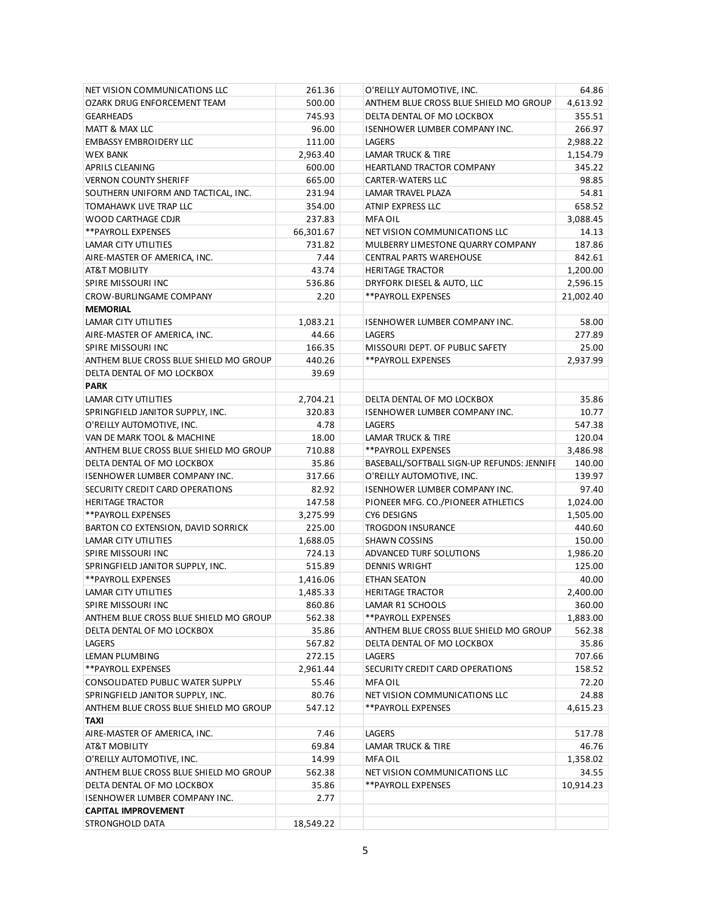| | | | |
|---|---|---|---|
| NET VISION COMMUNICATIONS LLC | 261.36 | O'REILLY AUTOMOTIVE, INC. | 64.86 |
| OZARK DRUG ENFORCEMENT TEAM | 500.00 | ANTHEM BLUE CROSS BLUE SHIELD MO GROUP | 4,613.92 |
| GEARHEADS | 745.93 | DELTA DENTAL OF MO LOCKBOX | 355.51 |
| MATT & MAX LLC | 96.00 | ISENHOWER LUMBER COMPANY INC. | 266.97 |
| EMBASSY EMBROIDERY LLC | 111.00 | LAGERS | 2,988.22 |
| WEX BANK | 2,963.40 | LAMAR TRUCK & TIRE | 1,154.79 |
| APRILS CLEANING | 600.00 | HEARTLAND TRACTOR COMPANY | 345.22 |
| VERNON COUNTY SHERIFF | 665.00 | CARTER-WATERS LLC | 98.85 |
| SOUTHERN UNIFORM AND TACTICAL, INC. | 231.94 | LAMAR TRAVEL PLAZA | 54.81 |
| TOMAHAWK LIVE TRAP LLC | 354.00 | ATNIP EXPRESS LLC | 658.52 |
| WOOD CARTHAGE CDJR | 237.83 | MFA OIL | 3,088.45 |
| **PAYROLL EXPENSES | 66,301.67 | NET VISION COMMUNICATIONS LLC | 14.13 |
| LAMAR CITY UTILITIES | 731.82 | MULBERRY LIMESTONE QUARRY COMPANY | 187.86 |
| AIRE-MASTER OF AMERICA, INC. | 7.44 | CENTRAL PARTS WAREHOUSE | 842.61 |
| AT&T MOBILITY | 43.74 | HERITAGE TRACTOR | 1,200.00 |
| SPIRE MISSOURI INC | 536.86 | DRYFORK DIESEL & AUTO, LLC | 2,596.15 |
| CROW-BURLINGAME COMPANY | 2.20 | **PAYROLL EXPENSES | 21,002.40 |
| **MEMORIAL** | | | |
| LAMAR CITY UTILITIES | 1,083.21 | ISENHOWER LUMBER COMPANY INC. | 58.00 |
| AIRE-MASTER OF AMERICA, INC. | 44.66 | LAGERS | 277.89 |
| SPIRE MISSOURI INC | 166.35 | MISSOURI DEPT. OF PUBLIC SAFETY | 25.00 |
| ANTHEM BLUE CROSS BLUE SHIELD MO GROUP | 440.26 | **PAYROLL EXPENSES | 2,937.99 |
| DELTA DENTAL OF MO LOCKBOX | 39.69 | | |
| **PARK** | | | |
| LAMAR CITY UTILITIES | 2,704.21 | DELTA DENTAL OF MO LOCKBOX | 35.86 |
| SPRINGFIELD JANITOR SUPPLY, INC. | 320.83 | ISENHOWER LUMBER COMPANY INC. | 10.77 |
| O'REILLY AUTOMOTIVE, INC. | 4.78 | LAGERS | 547.38 |
| VAN DE MARK TOOL & MACHINE | 18.00 | LAMAR TRUCK & TIRE | 120.04 |
| ANTHEM BLUE CROSS BLUE SHIELD MO GROUP | 710.88 | **PAYROLL EXPENSES | 3,486.98 |
| DELTA DENTAL OF MO LOCKBOX | 35.86 | BASEBALL/SOFTBALL SIGN-UP REFUNDS: JENNIFE | 140.00 |
| ISENHOWER LUMBER COMPANY INC. | 317.66 | O'REILLY AUTOMOTIVE, INC. | 139.97 |
| SECURITY CREDIT CARD OPERATIONS | 82.92 | ISENHOWER LUMBER COMPANY INC. | 97.40 |
| HERITAGE TRACTOR | 147.58 | PIONEER MFG. CO./PIONEER ATHLETICS | 1,024.00 |
| **PAYROLL EXPENSES | 3,275.99 | CY6 DESIGNS | 1,505.00 |
| BARTON CO EXTENSION, DAVID SORRICK | 225.00 | TROGDON INSURANCE | 440.60 |
| LAMAR CITY UTILITIES | 1,688.05 | SHAWN COSSINS | 150.00 |
| SPIRE MISSOURI INC | 724.13 | ADVANCED TURF SOLUTIONS | 1,986.20 |
| SPRINGFIELD JANITOR SUPPLY, INC. | 515.89 | DENNIS WRIGHT | 125.00 |
| **PAYROLL EXPENSES | 1,416.06 | ETHAN SEATON | 40.00 |
| LAMAR CITY UTILITIES | 1,485.33 | HERITAGE TRACTOR | 2,400.00 |
| SPIRE MISSOURI INC | 860.86 | LAMAR R1 SCHOOLS | 360.00 |
| ANTHEM BLUE CROSS BLUE SHIELD MO GROUP | 562.38 | **PAYROLL EXPENSES | 1,883.00 |
| DELTA DENTAL OF MO LOCKBOX | 35.86 | ANTHEM BLUE CROSS BLUE SHIELD MO GROUP | 562.38 |
| LAGERS | 567.82 | DELTA DENTAL OF MO LOCKBOX | 35.86 |
| LEMAN PLUMBING | 272.15 | LAGERS | 707.66 |
| **PAYROLL EXPENSES | 2,961.44 | SECURITY CREDIT CARD OPERATIONS | 158.52 |
| CONSOLIDATED PUBLIC WATER SUPPLY | 55.46 | MFA OIL | 72.20 |
| SPRINGFIELD JANITOR SUPPLY, INC. | 80.76 | NET VISION COMMUNICATIONS LLC | 24.88 |
| ANTHEM BLUE CROSS BLUE SHIELD MO GROUP | 547.12 | **PAYROLL EXPENSES | 4,615.23 |
| **TAXI** | | | |
| AIRE-MASTER OF AMERICA, INC. | 7.46 | LAGERS | 517.78 |
| AT&T MOBILITY | 69.84 | LAMAR TRUCK & TIRE | 46.76 |
| O'REILLY AUTOMOTIVE, INC. | 14.99 | MFA OIL | 1,358.02 |
| ANTHEM BLUE CROSS BLUE SHIELD MO GROUP | 562.38 | NET VISION COMMUNICATIONS LLC | 34.55 |
| DELTA DENTAL OF MO LOCKBOX | 35.86 | **PAYROLL EXPENSES | 10,914.23 |
| ISENHOWER LUMBER COMPANY INC. | 2.77 | | |
| **CAPITAL IMPROVEMENT** | | | |
| STRONGHOLD DATA | 18,549.22 | | |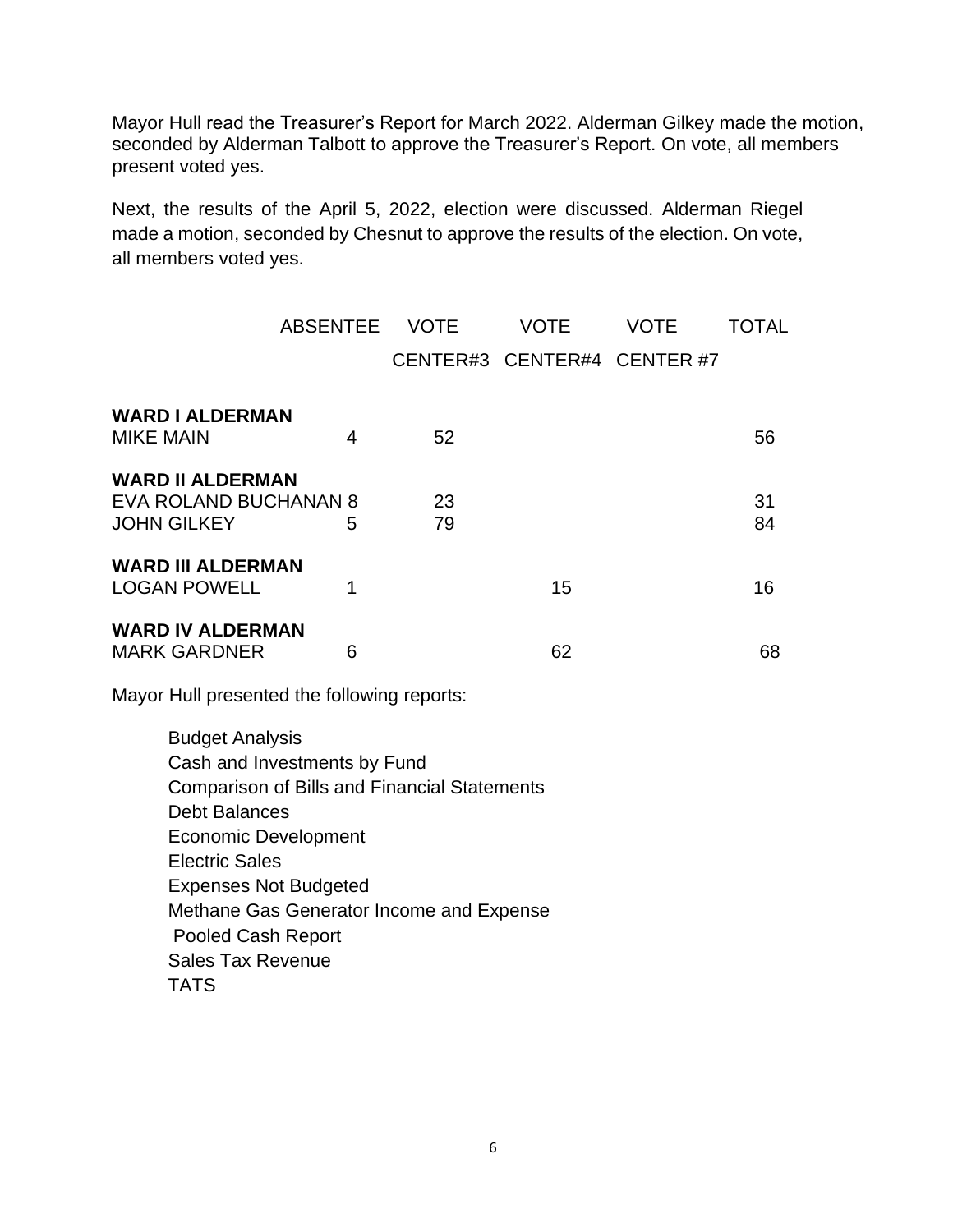Mayor Hull read the Treasurer's Report for March 2022. Alderman Gilkey made the motion, seconded by Alderman Talbott to approve the Treasurer's Report. On vote, all members present voted yes.

Next, the results of the April 5, 2022, election were discussed. Alderman Riegel made a motion, seconded by Chesnut to approve the results of the election. On vote, all members voted yes.

| | ABSENTEE | VOTE CENTER#3 | VOTE CENTER#4 | VOTE CENTER #7 | TOTAL |
|---|---|---|---|---|---|
| **WARD I ALDERMAN** | | | | | |
| MIKE MAIN | 4 | 52 | | | 56 |
| **WARD II ALDERMAN** | | | | | |
| EVA ROLAND BUCHANAN | 8 | 23 | | | 31 |
| JOHN GILKEY | 5 | 79 | | | 84 |
| **WARD III ALDERMAN** | | | | | |
| LOGAN POWELL | 1 | | 15 | | 16 |
| **WARD IV ALDERMAN** | | | | | |
| MARK GARDNER | 6 | | 62 | | 68 |

Mayor Hull presented the following reports:

- Budget Analysis
- Cash and Investments by Fund
- Comparison of Bills and Financial Statements
- Debt Balances
- Economic Development
- Electric Sales
- Expenses Not Budgeted
- Methane Gas Generator Income and Expense
- Pooled Cash Report
- Sales Tax Revenue
- TATS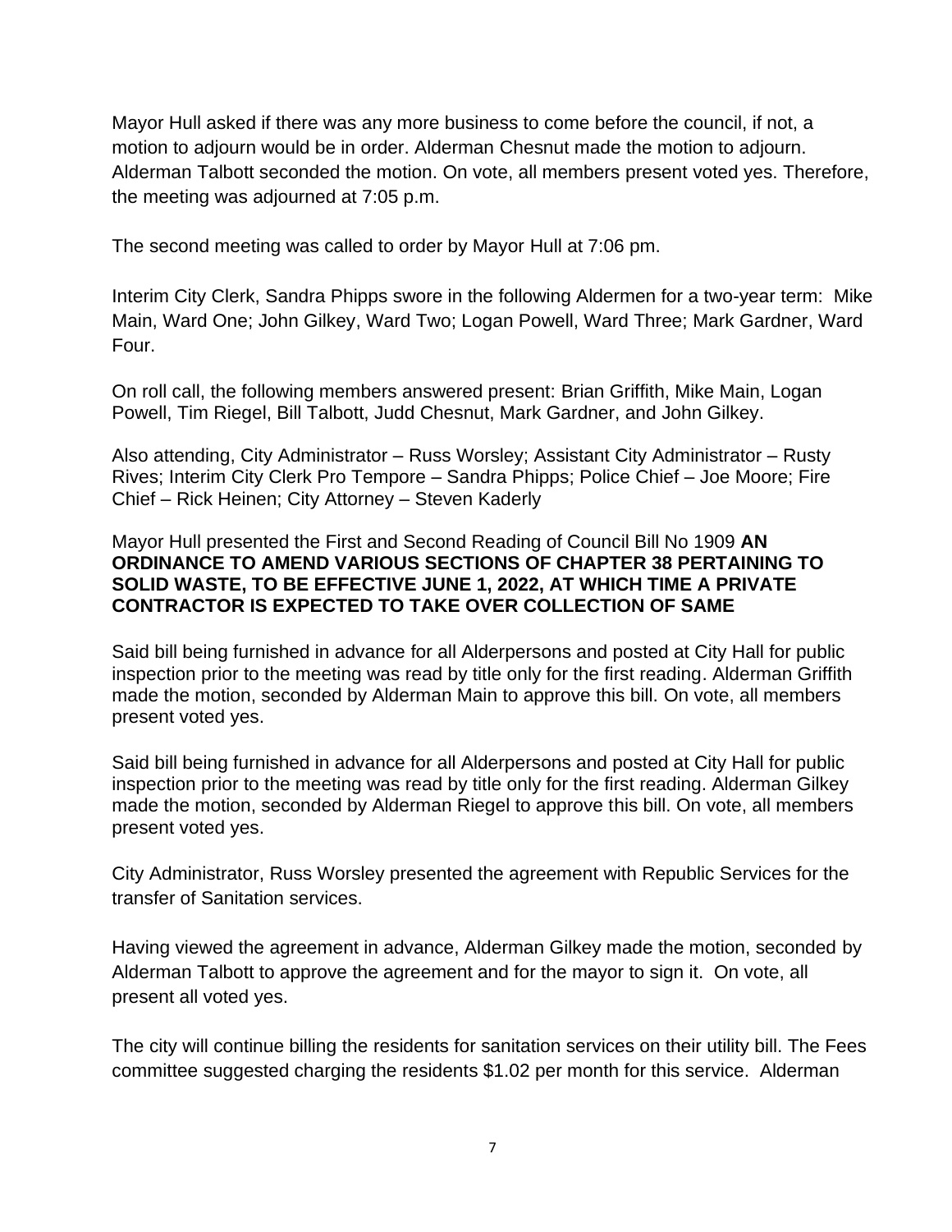Mayor Hull asked if there was any more business to come before the council, if not, a motion to adjourn would be in order. Alderman Chesnut made the motion to adjourn. Alderman Talbott seconded the motion. On vote, all members present voted yes. Therefore, the meeting was adjourned at 7:05 p.m.

The second meeting was called to order by Mayor Hull at 7:06 pm.

Interim City Clerk, Sandra Phipps swore in the following Aldermen for a two-year term: Mike Main, Ward One; John Gilkey, Ward Two; Logan Powell, Ward Three; Mark Gardner, Ward Four.

On roll call, the following members answered present: Brian Griffith, Mike Main, Logan Powell, Tim Riegel, Bill Talbott, Judd Chesnut, Mark Gardner, and John Gilkey.

Also attending, City Administrator – Russ Worsley; Assistant City Administrator – Rusty Rives; Interim City Clerk Pro Tempore – Sandra Phipps; Police Chief – Joe Moore; Fire Chief – Rick Heinen; City Attorney – Steven Kaderly

Mayor Hull presented the First and Second Reading of Council Bill No 1909 **AN ORDINANCE TO AMEND VARIOUS SECTIONS OF CHAPTER 38 PERTAINING TO SOLID WASTE, TO BE EFFECTIVE JUNE 1, 2022, AT WHICH TIME A PRIVATE CONTRACTOR IS EXPECTED TO TAKE OVER COLLECTION OF SAME**

Said bill being furnished in advance for all Alderpersons and posted at City Hall for public inspection prior to the meeting was read by title only for the first reading. Alderman Griffith made the motion, seconded by Alderman Main to approve this bill. On vote, all members present voted yes.

Said bill being furnished in advance for all Alderpersons and posted at City Hall for public inspection prior to the meeting was read by title only for the first reading. Alderman Gilkey made the motion, seconded by Alderman Riegel to approve this bill. On vote, all members present voted yes.

City Administrator, Russ Worsley presented the agreement with Republic Services for the transfer of Sanitation services.

Having viewed the agreement in advance, Alderman Gilkey made the motion, seconded by Alderman Talbott to approve the agreement and for the mayor to sign it. On vote, all present all voted yes.

The city will continue billing the residents for sanitation services on their utility bill. The Fees committee suggested charging the residents $1.02 per month for this service. Alderman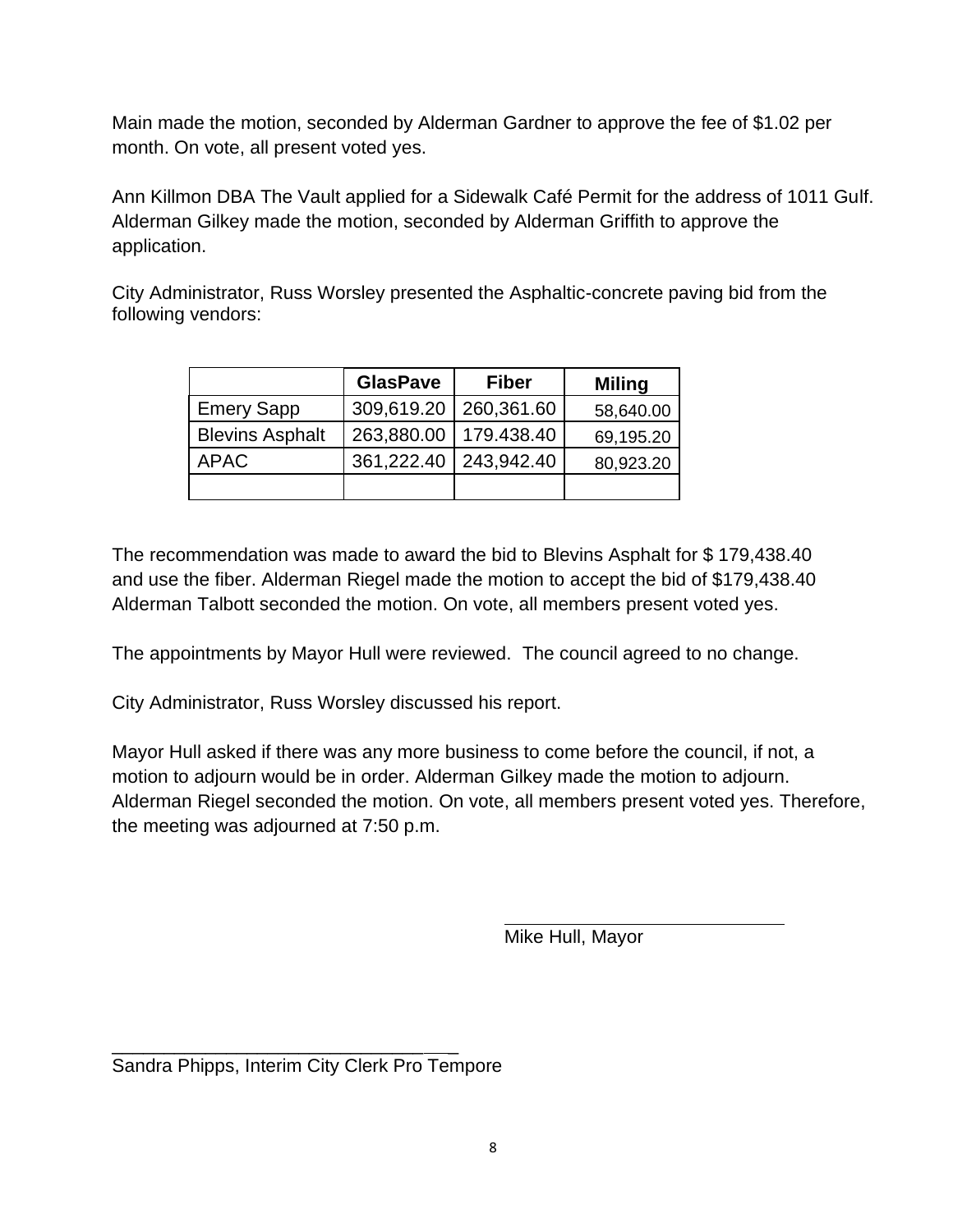Main made the motion, seconded by Alderman Gardner to approve the fee of $1.02 per month. On vote, all present voted yes.

Ann Killmon DBA The Vault applied for a Sidewalk Café Permit for the address of 1011 Gulf. Alderman Gilkey made the motion, seconded by Alderman Griffith to approve the application.

City Administrator, Russ Worsley presented the Asphaltic-concrete paving bid from the following vendors:

| | **GlasPave** | **Fiber** | **Miling** |
|---|---|---|---|
| Emery Sapp | 309,619.20 | 260,361.60 | 58,640.00 |
| Blevins Asphalt | 263,880.00 | 179.438.40 | 69,195.20 |
| APAC | 361,222.40 | 243,942.40 | 80,923.20 |
| | | | |

The recommendation was made to award the bid to Blevins Asphalt for $ 179,438.40 and use the fiber. Alderman Riegel made the motion to accept the bid of $179,438.40 Alderman Talbott seconded the motion. On vote, all members present voted yes.

The appointments by Mayor Hull were reviewed. The council agreed to no change.

City Administrator, Russ Worsley discussed his report.

Mayor Hull asked if there was any more business to come before the council, if not, a motion to adjourn would be in order. Alderman Gilkey made the motion to adjourn. Alderman Riegel seconded the motion. On vote, all members present voted yes. Therefore, the meeting was adjourned at 7:50 p.m.

\_\_\_\_\_\_\_\_\_\_\_\_\_\_\_\_\_\_\_\_\_\_\_\_\_\_\_\_\_\_
Mike Hull, Mayor

\_\_\_\_\_\_\_\_\_\_\_\_\_\_\_\_\_\_\_\_\_\_\_\_\_\_\_\_\_\_\_\_\_\_
Sandra Phipps, Interim City Clerk Pro Tempore